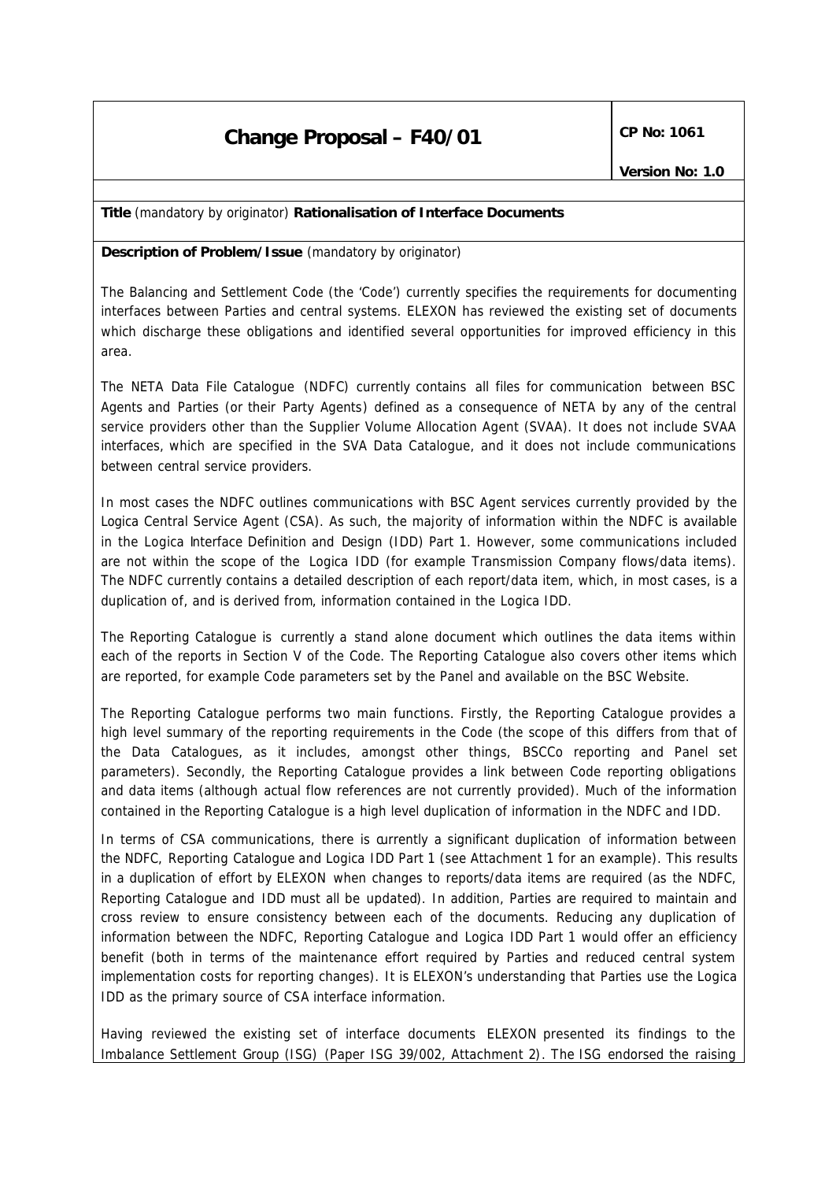| Change Proposal – F40/01 | CP No: 1061 |
| --- | --- |
| | Version No: 1.0 |

**Title** (mandatory by originator) **Rationalisation of Interface Documents**

**Description of Problem/Issue** (mandatory by originator)

The Balancing and Settlement Code (the 'Code') currently specifies the requirements for documenting interfaces between Parties and central systems. ELEXON has reviewed the existing set of documents which discharge these obligations and identified several opportunities for improved efficiency in this area.

The NETA Data File Catalogue (NDFC) currently contains all files for communication between BSC Agents and Parties (or their Party Agents) defined as a consequence of NETA by any of the central service providers other than the Supplier Volume Allocation Agent (SVAA). It does not include SVAA interfaces, which are specified in the SVA Data Catalogue, and it does not include communications between central service providers.

In most cases the NDFC outlines communications with BSC Agent services currently provided by the Logica Central Service Agent (CSA). As such, the majority of information within the NDFC is available in the Logica Interface Definition and Design (IDD) Part 1. However, some communications included are not within the scope of the Logica IDD (for example Transmission Company flows/data items). The NDFC currently contains a detailed description of each report/data item, which, in most cases, is a duplication of, and is derived from, information contained in the Logica IDD.

The Reporting Catalogue is currently a stand alone document which outlines the data items within each of the reports in Section V of the Code. The Reporting Catalogue also covers other items which are reported, for example Code parameters set by the Panel and available on the BSC Website.

The Reporting Catalogue performs two main functions. Firstly, the Reporting Catalogue provides a high level summary of the reporting requirements in the Code (the scope of this differs from that of the Data Catalogues, as it includes, amongst other things, BSCCo reporting and Panel set parameters). Secondly, the Reporting Catalogue provides a link between Code reporting obligations and data items (although actual flow references are not currently provided). Much of the information contained in the Reporting Catalogue is a high level duplication of information in the NDFC and IDD.

In terms of CSA communications, there is currently a significant duplication of information between the NDFC, Reporting Catalogue and Logica IDD Part 1 (see Attachment 1 for an example). This results in a duplication of effort by ELEXON when changes to reports/data items are required (as the NDFC, Reporting Catalogue and IDD must all be updated). In addition, Parties are required to maintain and cross review to ensure consistency between each of the documents. Reducing any duplication of information between the NDFC, Reporting Catalogue and Logica IDD Part 1 would offer an efficiency benefit (both in terms of the maintenance effort required by Parties and reduced central system implementation costs for reporting changes). It is ELEXON's understanding that Parties use the Logica IDD as the primary source of CSA interface information.

Having reviewed the existing set of interface documents ELEXON presented its findings to the Imbalance Settlement Group (ISG) (Paper ISG 39/002, Attachment 2). The ISG endorsed the raising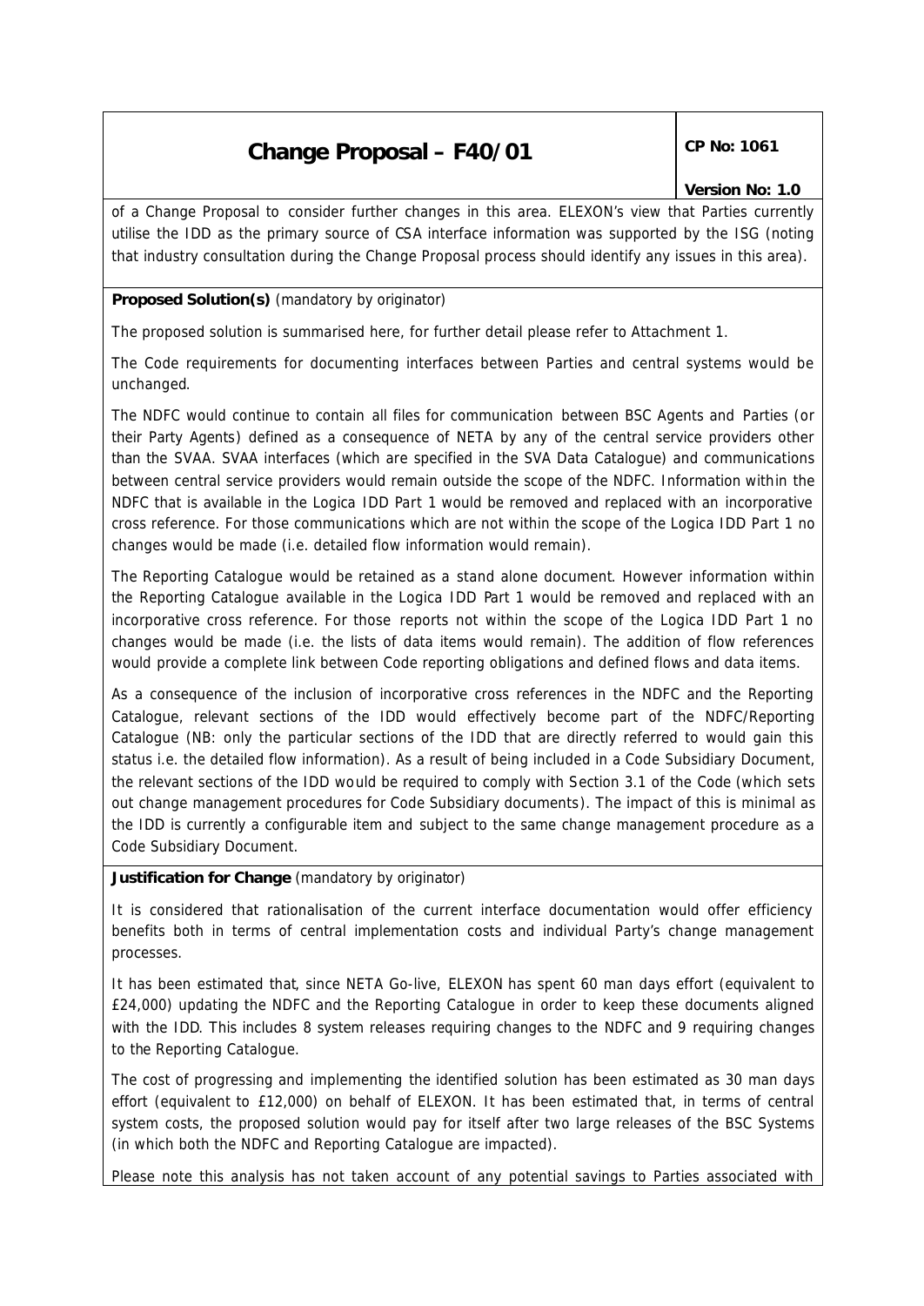of a Change Proposal to consider further changes in this area. ELEXON's view that Parties currently utilise the IDD as the primary source of CSA interface information was supported by the ISG (noting that industry consultation during the Change Proposal process should identify any issues in this area).

**Proposed Solution(s)** (mandatory by originator)

The proposed solution is summarised here, for further detail please refer to Attachment 1.

The Code requirements for documenting interfaces between Parties and central systems would be unchanged.

The NDFC would continue to contain all files for communication between BSC Agents and Parties (or their Party Agents) defined as a consequence of NETA by any of the central service providers other than the SVAA. SVAA interfaces (which are specified in the SVA Data Catalogue) and communications between central service providers would remain outside the scope of the NDFC. Information within the NDFC that is available in the Logica IDD Part 1 would be removed and replaced with an incorporative cross reference. For those communications which are not within the scope of the Logica IDD Part 1 no changes would be made (i.e. detailed flow information would remain).

The Reporting Catalogue would be retained as a stand alone document. However information within the Reporting Catalogue available in the Logica IDD Part 1 would be removed and replaced with an incorporative cross reference. For those reports not within the scope of the Logica IDD Part 1 no changes would be made (i.e. the lists of data items would remain). The addition of flow references would provide a complete link between Code reporting obligations and defined flows and data items.

As a consequence of the inclusion of incorporative cross references in the NDFC and the Reporting Catalogue, relevant sections of the IDD would effectively become part of the NDFC/Reporting Catalogue (NB: only the particular sections of the IDD that are directly referred to would gain this status i.e. the detailed flow information). As a result of being included in a Code Subsidiary Document, the relevant sections of the IDD would be required to comply with Section 3.1 of the Code (which sets out change management procedures for Code Subsidiary documents). The impact of this is minimal as the IDD is currently a configurable item and subject to the same change management procedure as a Code Subsidiary Document.

**Justification for Change** (mandatory by originator)

It is considered that rationalisation of the current interface documentation would offer efficiency benefits both in terms of central implementation costs and individual Party's change management processes.

It has been estimated that, since NETA Go-live, ELEXON has spent 60 man days effort (equivalent to £24,000) updating the NDFC and the Reporting Catalogue in order to keep these documents aligned with the IDD. This includes 8 system releases requiring changes to the NDFC and 9 requiring changes to the Reporting Catalogue.

The cost of progressing and implementing the identified solution has been estimated as 30 man days effort (equivalent to £12,000) on behalf of ELEXON. It has been estimated that, in terms of central system costs, the proposed solution would pay for itself after two large releases of the BSC Systems (in which both the NDFC and Reporting Catalogue are impacted).

Please note this analysis has not taken account of any potential savings to Parties associated with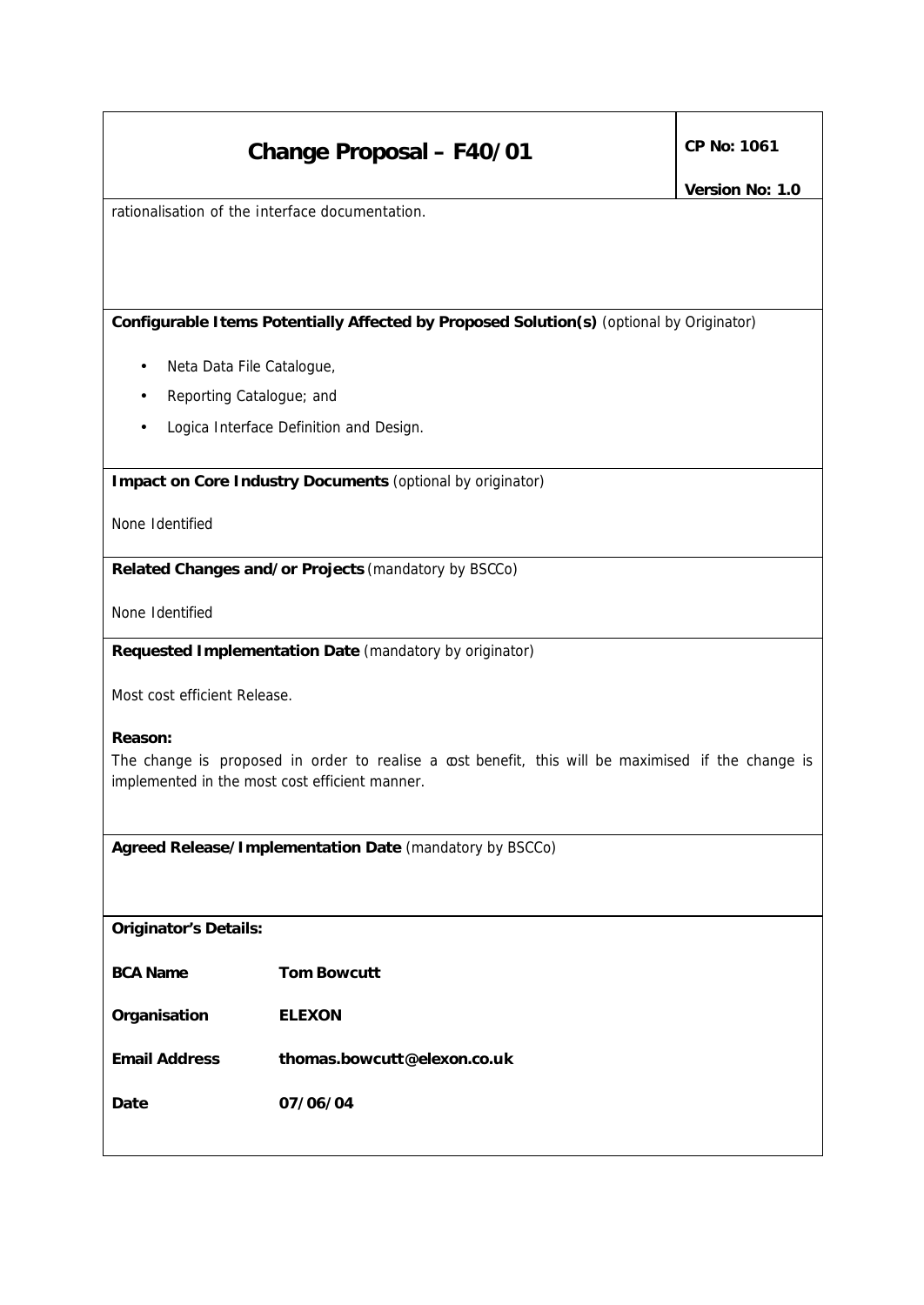rationalisation of the interface documentation.

**Configurable Items Potentially Affected by Proposed Solution(s)** (optional by Originator)

- Neta Data File Catalogue,
- Reporting Catalogue; and
- Logica Interface Definition and Design.

**Impact on Core Industry Documents** (optional by originator)

None Identified

**Related Changes and/or Projects** (mandatory by BSCCo)

None Identified

**Requested Implementation Date** (mandatory by originator)

Most cost efficient Release.

**Reason:**
The change is proposed in order to realise a cost benefit, this will be maximised if the change is implemented in the most cost efficient manner.

**Agreed Release/Implementation Date** (mandatory by BSCCo)

**Originator's Details:**

| | |
|---|---|
| **BCA Name** | **Tom Bowcutt** |
| **Organisation** | **ELEXON** |
| **Email Address** | **thomas.bowcutt@elexon.co.uk** |
| **Date** | **07/06/04** |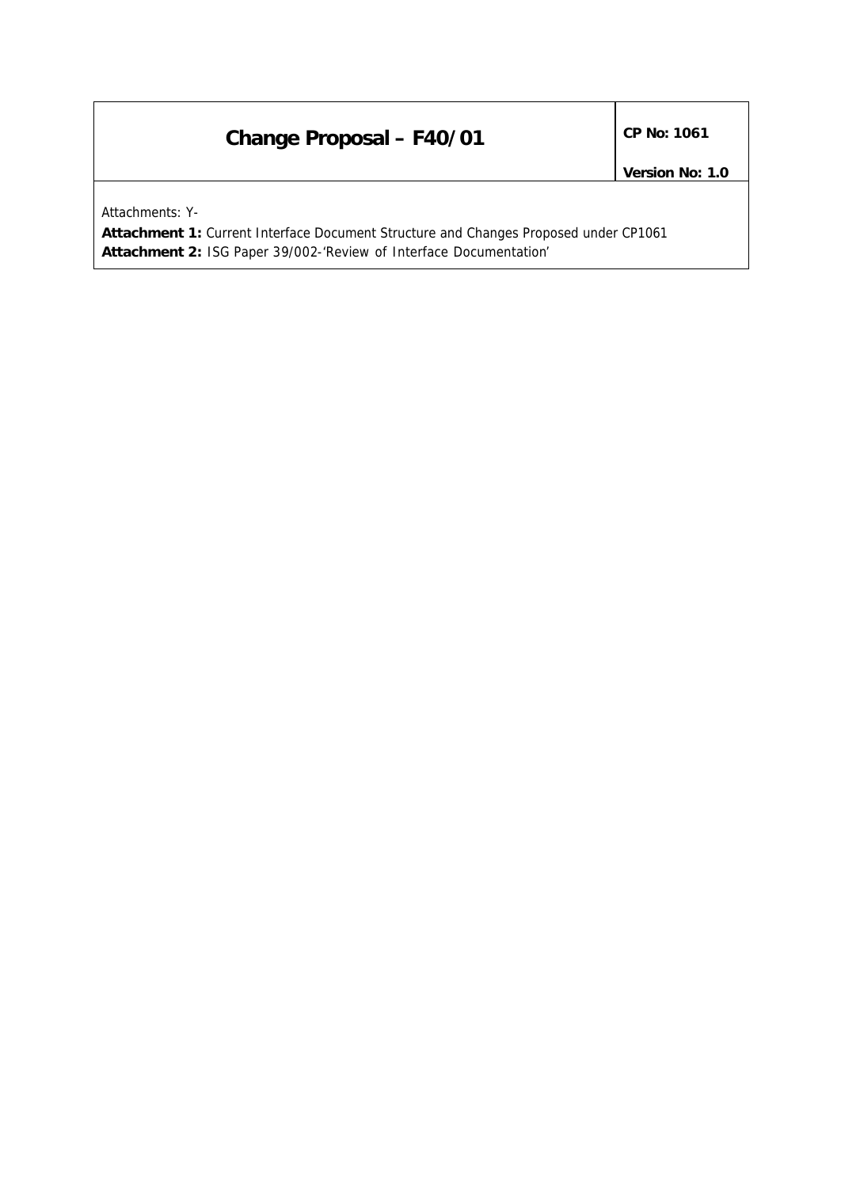| Change Proposal – F40/01 | CP No: 1061<br><br>Version No: 1.0 |
| --- | --- |

Attachments: Y-

**Attachment 1:** Current Interface Document Structure and Changes Proposed under CP1061
**Attachment 2:** ISG Paper 39/002-'Review of Interface Documentation'